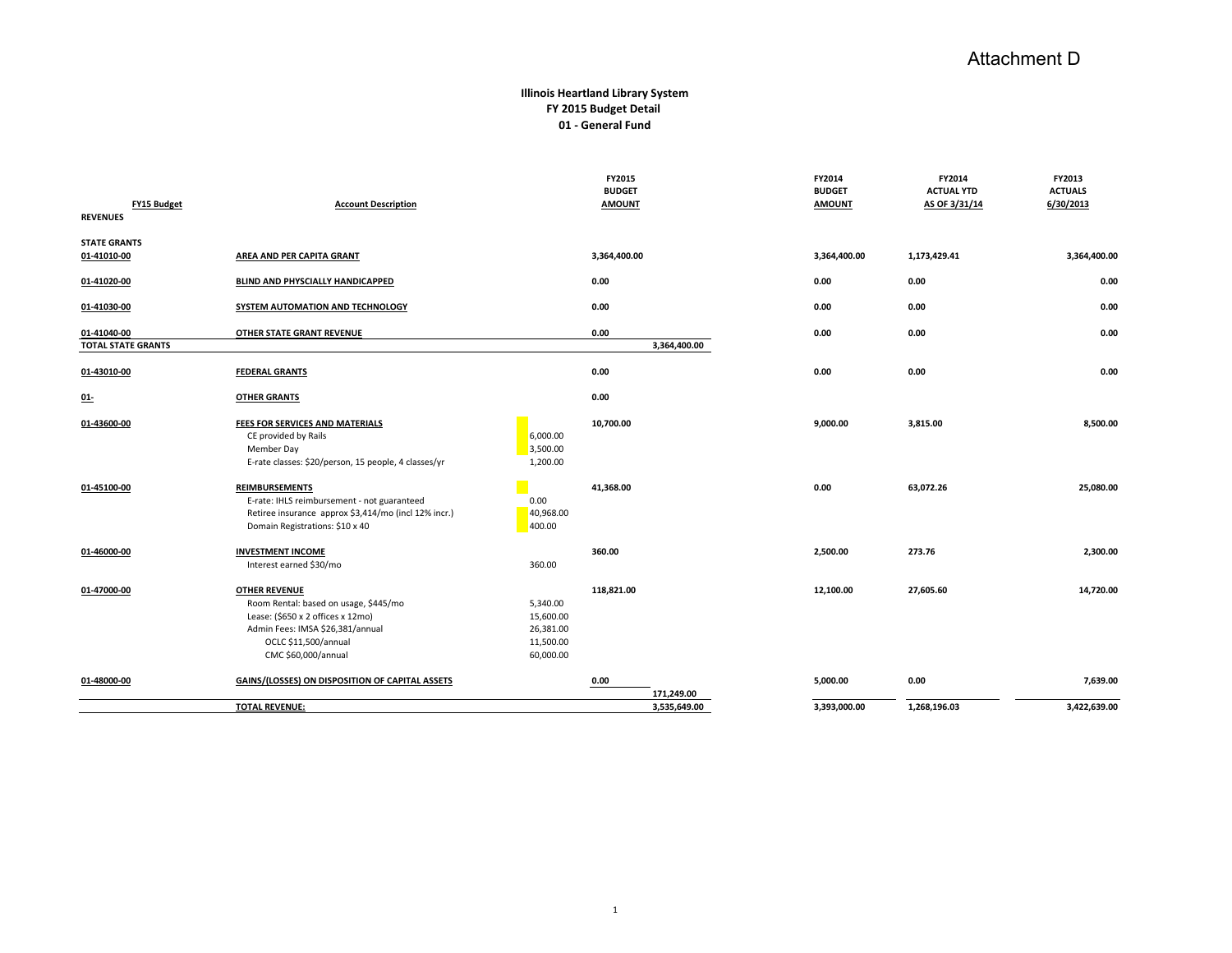Attachment D

# Illinois Heartland Library System
## FY 2015 Budget Detail
### 01 - General Fund

| FY15 Budget | Account Description | | FY2015 BUDGET AMOUNT | | FY2014 BUDGET AMOUNT | FY2014 ACTUAL YTD AS OF 3/31/14 | FY2013 ACTUALS 6/30/2013 |
|---|---|---|---|---|---|---|---|
| **REVENUES** | | | | | | | |
| **STATE GRANTS** | | | | | | | |
| **01-41010-00** | **AREA AND PER CAPITA GRANT** | | **3,364,400.00** | | **3,364,400.00** | **1,173,429.41** | **3,364,400.00** |
| **01-41020-00** | **BLIND AND PHYSCIALLY HANDICAPPED** | | **0.00** | | **0.00** | **0.00** | **0.00** |
| **01-41030-00** | **SYSTEM AUTOMATION AND TECHNOLOGY** | | **0.00** | | **0.00** | **0.00** | **0.00** |
| **01-41040-00** | **OTHER STATE GRANT REVENUE** | | **0.00** | | **0.00** | **0.00** | **0.00** |
| **TOTAL STATE GRANTS** | | | | **3,364,400.00** | | | |
| **01-43010-00** | **FEDERAL GRANTS** | | **0.00** | | **0.00** | **0.00** | **0.00** |
| **01-** | **OTHER GRANTS** | | **0.00** | | | | |
| **01-43600-00** | **FEES FOR SERVICES AND MATERIALS** | | **10,700.00** | | **9,000.00** | **3,815.00** | **8,500.00** |
| | CE provided by Rails | 6,000.00 | | | | | |
| | Member Day | 3,500.00 | | | | | |
| | E-rate classes: $20/person, 15 people, 4 classes/yr | 1,200.00 | | | | | |
| **01-45100-00** | **REIMBURSEMENTS** | | **41,368.00** | | **0.00** | **63,072.26** | **25,080.00** |
| | E-rate: IHLS reimbursement - not guaranteed | 0.00 | | | | | |
| | Retiree insurance approx $3,414/mo (incl 12% incr.) | 40,968.00 | | | | | |
| | Domain Registrations: $10 x 40 | 400.00 | | | | | |
| **01-46000-00** | **INVESTMENT INCOME** | | **360.00** | | **2,500.00** | **273.76** | **2,300.00** |
| | Interest earned $30/mo | 360.00 | | | | | |
| **01-47000-00** | **OTHER REVENUE** | | **118,821.00** | | **12,100.00** | **27,605.60** | **14,720.00** |
| | Room Rental: based on usage, $445/mo | 5,340.00 | | | | | |
| | Lease: ($650 x 2 offices x 12mo) | 15,600.00 | | | | | |
| | Admin Fees: IMSA $26,381/annual | 26,381.00 | | | | | |
| | OCLC $11,500/annual | 11,500.00 | | | | | |
| | CMC $60,000/annual | 60,000.00 | | | | | |
| **01-48000-00** | **GAINS/(LOSSES) ON DISPOSITION OF CAPITAL ASSETS** | | **0.00** | **171,249.00** | **5,000.00** | **0.00** | **7,639.00** |
| | **TOTAL REVENUE:** | | | **3,535,649.00** | **3,393,000.00** | **1,268,196.03** | **3,422,639.00** |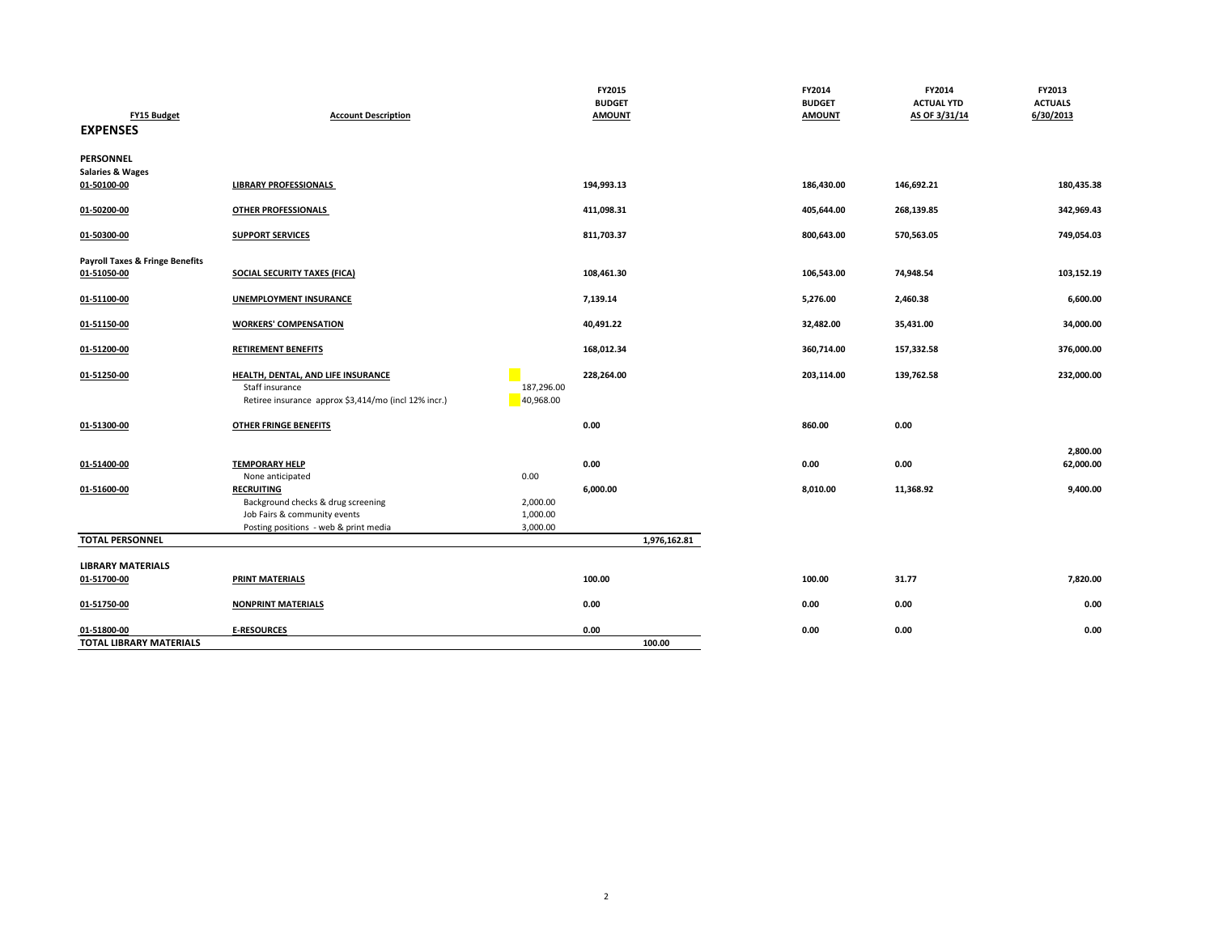| FY15 Budget | Account Description | | FY2015 BUDGET AMOUNT | | FY2014 BUDGET AMOUNT | FY2014 ACTUAL YTD AS OF 3/31/14 | FY2013 ACTUALS 6/30/2013 |
|---|---|---|---|---|---|---|---|
| **EXPENSES** | | | | | | | |
| **PERSONNEL** | | | | | | | |
| **Salaries & Wages** | | | | | | | |
| 01-50100-00 | LIBRARY PROFESSIONALS | | 194,993.13 | | 186,430.00 | 146,692.21 | 180,435.38 |
| 01-50200-00 | OTHER PROFESSIONALS | | 411,098.31 | | 405,644.00 | 268,139.85 | 342,969.43 |
| 01-50300-00 | SUPPORT SERVICES | | 811,703.37 | | 800,643.00 | 570,563.05 | 749,054.03 |
| **Payroll Taxes & Fringe Benefits** | | | | | | | |
| 01-51050-00 | SOCIAL SECURITY TAXES (FICA) | | 108,461.30 | | 106,543.00 | 74,948.54 | 103,152.19 |
| 01-51100-00 | UNEMPLOYMENT INSURANCE | | 7,139.14 | | 5,276.00 | 2,460.38 | 6,600.00 |
| 01-51150-00 | WORKERS' COMPENSATION | | 40,491.22 | | 32,482.00 | 35,431.00 | 34,000.00 |
| 01-51200-00 | RETIREMENT BENEFITS | | 168,012.34 | | 360,714.00 | 157,332.58 | 376,000.00 |
| 01-51250-00 | HEALTH, DENTAL, AND LIFE INSURANCE | | 228,264.00 | | 203,114.00 | 139,762.58 | 232,000.00 |
| | Staff insurance | 187,296.00 | | | | | |
| | Retiree insurance approx $3,414/mo (incl 12% incr.) | 40,968.00 | | | | | |
| 01-51300-00 | OTHER FRINGE BENEFITS | | 0.00 | | 860.00 | 0.00 | |
| | | | | | | | 2,800.00 |
| 01-51400-00 | TEMPORARY HELP | | 0.00 | | 0.00 | 0.00 | 62,000.00 |
| | None anticipated | 0.00 | | | | | |
| 01-51600-00 | RECRUITING | | 6,000.00 | | 8,010.00 | 11,368.92 | 9,400.00 |
| | Background checks & drug screening | 2,000.00 | | | | | |
| | Job Fairs & community events | 1,000.00 | | | | | |
| | Posting positions - web & print media | 3,000.00 | | | | | |
| **TOTAL PERSONNEL** | | | | 1,976,162.81 | | | |
| **LIBRARY MATERIALS** | | | | | | | |
| 01-51700-00 | PRINT MATERIALS | | 100.00 | | 100.00 | 31.77 | 7,820.00 |
| 01-51750-00 | NONPRINT MATERIALS | | 0.00 | | 0.00 | 0.00 | 0.00 |
| 01-51800-00 | E-RESOURCES | | 0.00 | | 0.00 | 0.00 | 0.00 |
| **TOTAL LIBRARY MATERIALS** | | | | 100.00 | | | |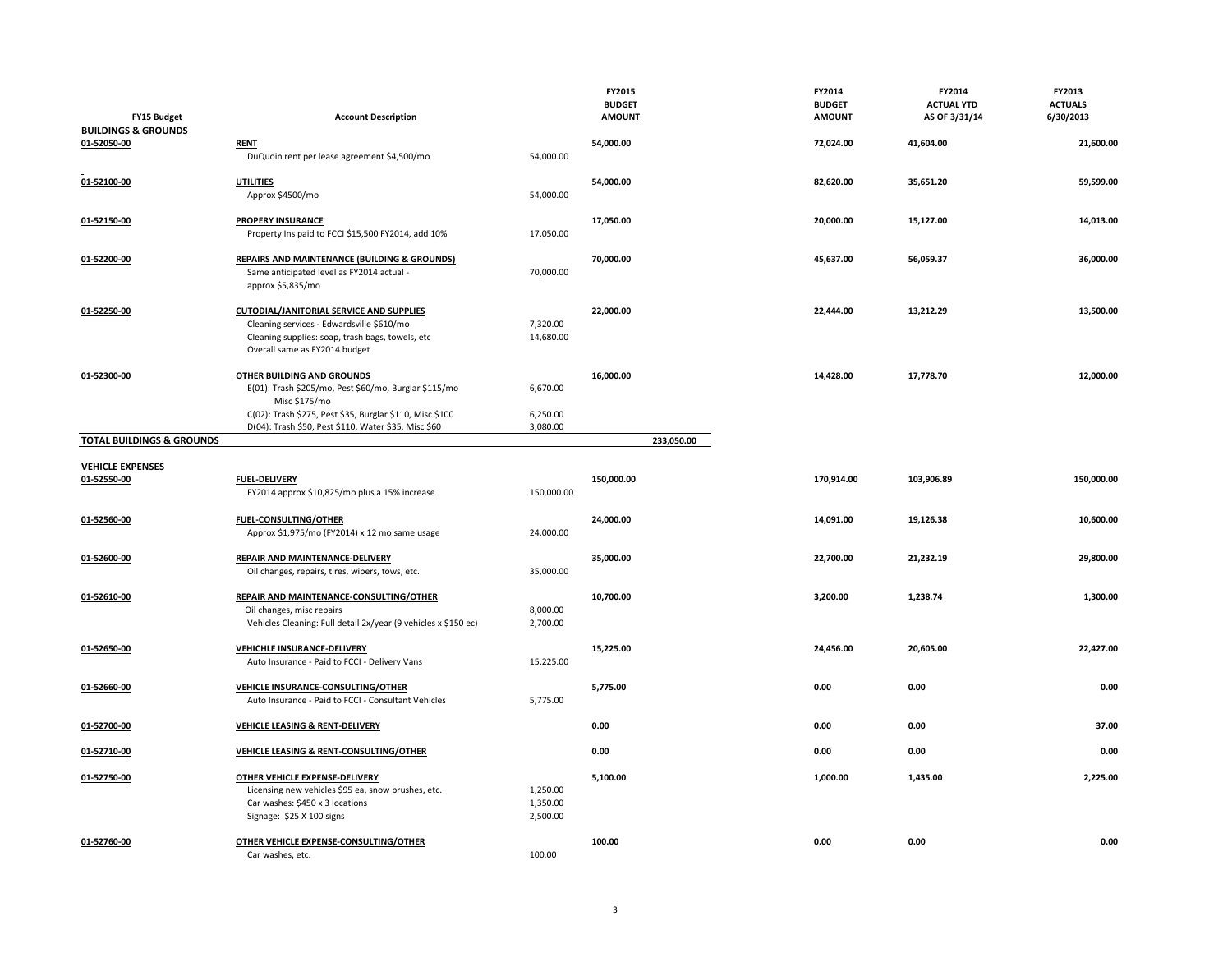| FY15 Budget | Account Description | | FY2015 BUDGET AMOUNT | | FY2014 BUDGET AMOUNT | FY2014 ACTUAL YTD AS OF 3/31/14 | FY2013 ACTUALS 6/30/2013 |
|---|---|---|---|---|---|---|---|
| **BUILDINGS & GROUNDS** | | | | | | | |
| 01-52050-00 | **RENT** | | 54,000.00 | | 72,024.00 | 41,604.00 | 21,600.00 |
| | DuQuoin rent per lease agreement $4,500/mo | 54,000.00 | | | | | |
| 01-52100-00 | **UTILITIES** | | 54,000.00 | | 82,620.00 | 35,651.20 | 59,599.00 |
| | Approx $4500/mo | 54,000.00 | | | | | |
| 01-52150-00 | **PROPERY INSURANCE** | | 17,050.00 | | 20,000.00 | 15,127.00 | 14,013.00 |
| | Property Ins paid to FCCI $15,500 FY2014, add 10% | 17,050.00 | | | | | |
| 01-52200-00 | **REPAIRS AND MAINTENANCE (BUILDING & GROUNDS)** | | 70,000.00 | | 45,637.00 | 56,059.37 | 36,000.00 |
| | Same anticipated level as FY2014 actual - approx $5,835/mo | 70,000.00 | | | | | |
| 01-52250-00 | **CUTODIAL/JANITORIAL SERVICE AND SUPPLIES** | | 22,000.00 | | 22,444.00 | 13,212.29 | 13,500.00 |
| | Cleaning services - Edwardsville $610/mo | 7,320.00 | | | | | |
| | Cleaning supplies: soap, trash bags, towels, etc | 14,680.00 | | | | | |
| | Overall same as FY2014 budget | | | | | | |
| 01-52300-00 | **OTHER BUILDING AND GROUNDS** | | 16,000.00 | | 14,428.00 | 17,778.70 | 12,000.00 |
| | E(01): Trash $205/mo, Pest $60/mo, Burglar $115/mo Misc $175/mo | 6,670.00 | | | | | |
| | C(02): Trash $275, Pest $35, Burglar $110, Misc $100 | 6,250.00 | | | | | |
| | D(04): Trash $50, Pest $110, Water $35, Misc $60 | 3,080.00 | | | | | |
| **TOTAL BUILDINGS & GROUNDS** | | | | 233,050.00 | | | |
| **VEHICLE EXPENSES** | | | | | | | |
| 01-52550-00 | **FUEL-DELIVERY** | | 150,000.00 | | 170,914.00 | 103,906.89 | 150,000.00 |
| | FY2014 approx $10,825/mo plus a 15% increase | 150,000.00 | | | | | |
| 01-52560-00 | **FUEL-CONSULTING/OTHER** | | 24,000.00 | | 14,091.00 | 19,126.38 | 10,600.00 |
| | Approx $1,975/mo (FY2014) x 12 mo same usage | 24,000.00 | | | | | |
| 01-52600-00 | **REPAIR AND MAINTENANCE-DELIVERY** | | 35,000.00 | | 22,700.00 | 21,232.19 | 29,800.00 |
| | Oil changes, repairs, tires, wipers, tows, etc. | 35,000.00 | | | | | |
| 01-52610-00 | **REPAIR AND MAINTENANCE-CONSULTING/OTHER** | | 10,700.00 | | 3,200.00 | 1,238.74 | 1,300.00 |
| | Oil changes, misc repairs | 8,000.00 | | | | | |
| | Vehicles Cleaning: Full detail 2x/year (9 vehicles x $150 ec) | 2,700.00 | | | | | |
| 01-52650-00 | **VEHICHLE INSURANCE-DELIVERY** | | 15,225.00 | | 24,456.00 | 20,605.00 | 22,427.00 |
| | Auto Insurance - Paid to FCCI - Delivery Vans | 15,225.00 | | | | | |
| 01-52660-00 | **VEHICLE INSURANCE-CONSULTING/OTHER** | | 5,775.00 | | 0.00 | 0.00 | 0.00 |
| | Auto Insurance - Paid to FCCI - Consultant Vehicles | 5,775.00 | | | | | |
| 01-52700-00 | **VEHICLE LEASING & RENT-DELIVERY** | | 0.00 | | 0.00 | 0.00 | 37.00 |
| 01-52710-00 | **VEHICLE LEASING & RENT-CONSULTING/OTHER** | | 0.00 | | 0.00 | 0.00 | 0.00 |
| 01-52750-00 | **OTHER VEHICLE EXPENSE-DELIVERY** | | 5,100.00 | | 1,000.00 | 1,435.00 | 2,225.00 |
| | Licensing new vehicles $95 ea, snow brushes, etc. | 1,250.00 | | | | | |
| | Car washes: $450 x 3 locations | 1,350.00 | | | | | |
| | Signage: $25 X 100 signs | 2,500.00 | | | | | |
| 01-52760-00 | **OTHER VEHICLE EXPENSE-CONSULTING/OTHER** | | 100.00 | | 0.00 | 0.00 | 0.00 |
| | Car washes, etc. | 100.00 | | | | | |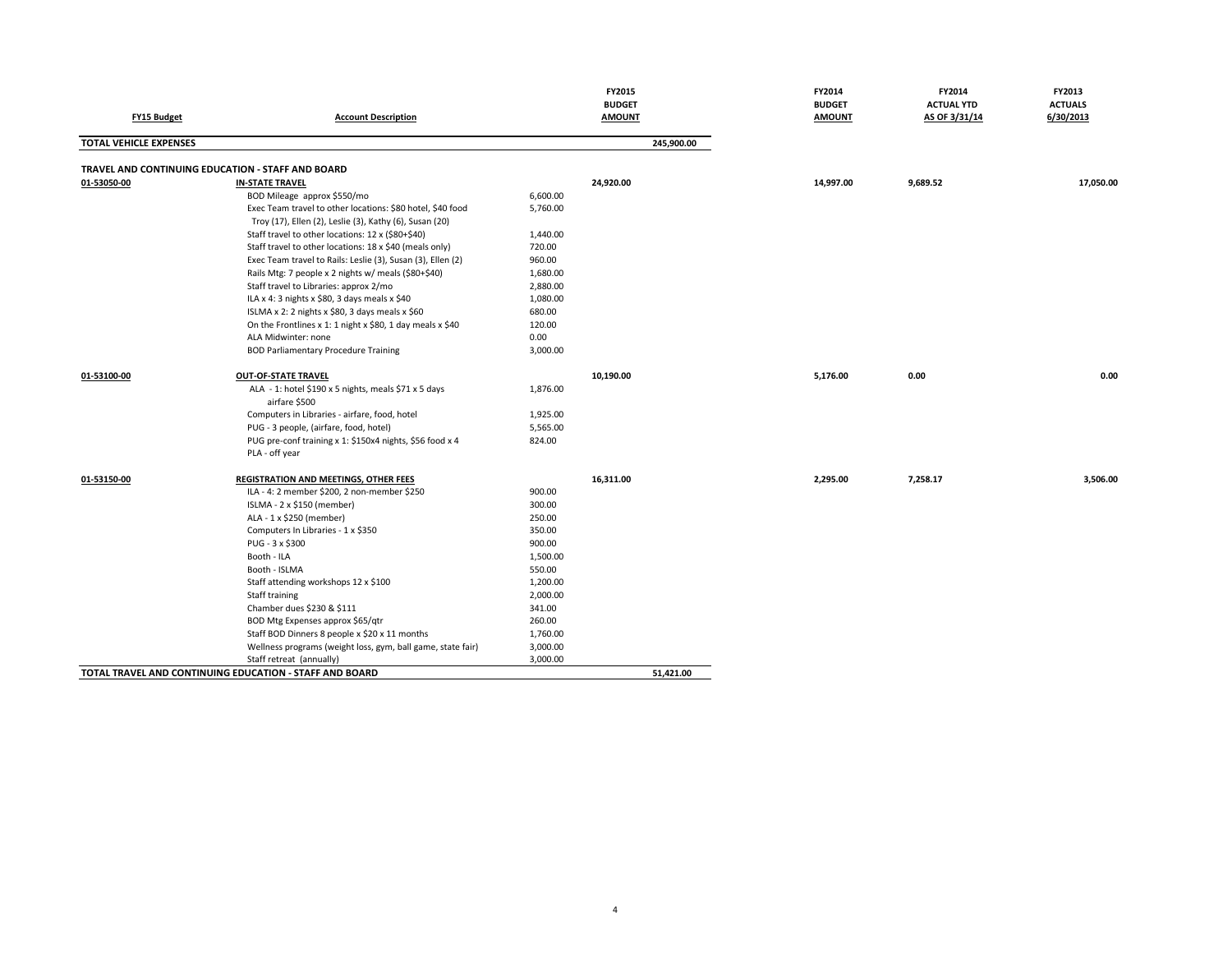| FY15 Budget | Account Description | | FY2015 BUDGET AMOUNT | | FY2014 BUDGET AMOUNT | FY2014 ACTUAL YTD AS OF 3/31/14 | FY2013 ACTUALS 6/30/2013 |
|---|---|---|---|---|---|---|---|
| **TOTAL VEHICLE EXPENSES** | | | | 245,900.00 | | | |
| **TRAVEL AND CONTINUING EDUCATION - STAFF AND BOARD** | | | | | | | |
| 01-53050-00 | **IN-STATE TRAVEL** | | **24,920.00** | | **14,997.00** | **9,689.52** | **17,050.00** |
| | BOD Mileage approx $550/mo | 6,600.00 | | | | | |
| | Exec Team travel to other locations: $80 hotel, $40 food Troy (17), Ellen (2), Leslie (3), Kathy (6), Susan (20) | 5,760.00 | | | | | |
| | Staff travel to other locations: 12 x ($80+$40) | 1,440.00 | | | | | |
| | Staff travel to other locations: 18 x $40 (meals only) | 720.00 | | | | | |
| | Exec Team travel to Rails: Leslie (3), Susan (3), Ellen (2) | 960.00 | | | | | |
| | Rails Mtg: 7 people x 2 nights w/ meals ($80+$40) | 1,680.00 | | | | | |
| | Staff travel to Libraries: approx 2/mo | 2,880.00 | | | | | |
| | ILA x 4: 3 nights x $80, 3 days meals x $40 | 1,080.00 | | | | | |
| | ISLMA x 2: 2 nights x $80, 3 days meals x $60 | 680.00 | | | | | |
| | On the Frontlines x 1: 1 night x $80, 1 day meals x $40 | 120.00 | | | | | |
| | ALA Midwinter: none | 0.00 | | | | | |
| | BOD Parliamentary Procedure Training | 3,000.00 | | | | | |
| 01-53100-00 | **OUT-OF-STATE TRAVEL** | | **10,190.00** | | **5,176.00** | **0.00** | **0.00** |
| | ALA - 1: hotel $190 x 5 nights, meals $71 x 5 days airfare $500 | 1,876.00 | | | | | |
| | Computers in Libraries - airfare, food, hotel | 1,925.00 | | | | | |
| | PUG - 3 people, (airfare, food, hotel) | 5,565.00 | | | | | |
| | PUG pre-conf training x 1: $150x4 nights, $56 food x 4 | 824.00 | | | | | |
| | PLA - off year | | | | | | |
| 01-53150-00 | **REGISTRATION AND MEETINGS, OTHER FEES** | | **16,311.00** | | **2,295.00** | **7,258.17** | **3,506.00** |
| | ILA - 4: 2 member $200, 2 non-member $250 | 900.00 | | | | | |
| | ISLMA - 2 x $150 (member) | 300.00 | | | | | |
| | ALA - 1 x $250 (member) | 250.00 | | | | | |
| | Computers In Libraries - 1 x $350 | 350.00 | | | | | |
| | PUG - 3 x $300 | 900.00 | | | | | |
| | Booth - ILA | 1,500.00 | | | | | |
| | Booth - ISLMA | 550.00 | | | | | |
| | Staff attending workshops 12 x $100 | 1,200.00 | | | | | |
| | Staff training | 2,000.00 | | | | | |
| | Chamber dues $230 & $111 | 341.00 | | | | | |
| | BOD Mtg Expenses approx $65/qtr | 260.00 | | | | | |
| | Staff BOD Dinners 8 people x $20 x 11 months | 1,760.00 | | | | | |
| | Wellness programs (weight loss, gym, ball game, state fair) | 3,000.00 | | | | | |
| | Staff retreat (annually) | 3,000.00 | | | | | |
| **TOTAL TRAVEL AND CONTINUING EDUCATION - STAFF AND BOARD** | | | | 51,421.00 | | | |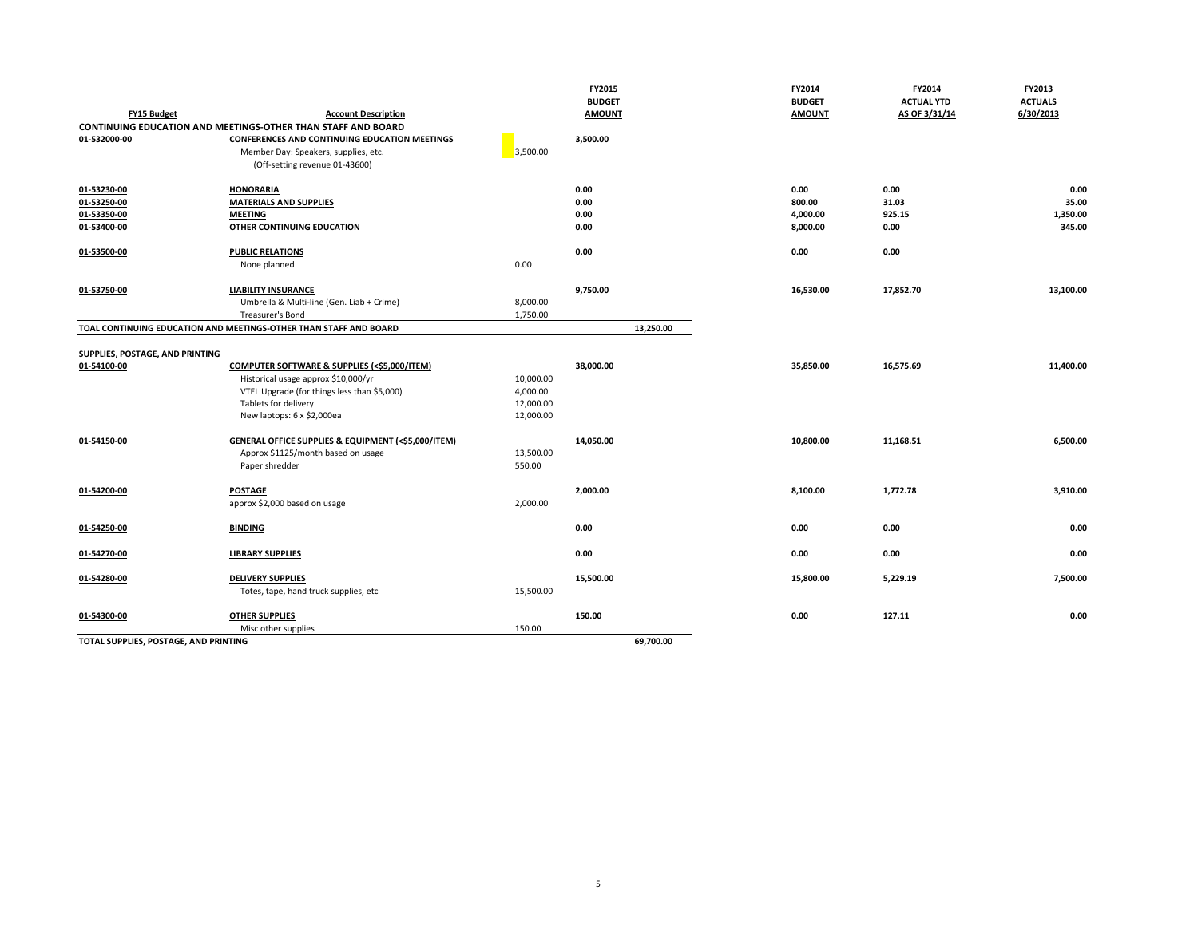| FY15 Budget | Account Description | | FY2015 BUDGET AMOUNT | | FY2014 BUDGET AMOUNT | FY2014 ACTUAL YTD AS OF 3/31/14 | FY2013 ACTUALS 6/30/2013 |
|---|---|---|---|---|---|---|---|
| **CONTINUING EDUCATION AND MEETINGS-OTHER THAN STAFF AND BOARD** | | | | | | | |
| **01-532000-00** | **CONFERENCES AND CONTINUING EDUCATION MEETINGS** | | **3,500.00** | | | | |
| | Member Day: Speakers, supplies, etc. | 3,500.00 | | | | | |
| | (Off-setting revenue 01-43600) | | | | | | |
| **01-53230-00** | **HONORARIA** | | **0.00** | | **0.00** | **0.00** | **0.00** |
| **01-53250-00** | **MATERIALS AND SUPPLIES** | | **0.00** | | **800.00** | **31.03** | **35.00** |
| **01-53350-00** | **MEETING** | | **0.00** | | **4,000.00** | **925.15** | **1,350.00** |
| **01-53400-00** | **OTHER CONTINUING EDUCATION** | | **0.00** | | **8,000.00** | **0.00** | **345.00** |
| **01-53500-00** | **PUBLIC RELATIONS** | | **0.00** | | **0.00** | **0.00** | |
| | None planned | 0.00 | | | | | |
| **01-53750-00** | **LIABILITY INSURANCE** | | **9,750.00** | | **16,530.00** | **17,852.70** | **13,100.00** |
| | Umbrella & Multi-line (Gen. Liab + Crime) | 8,000.00 | | | | | |
| | Treasurer's Bond | 1,750.00 | | | | | |
| **TOAL CONTINUING EDUCATION AND MEETINGS-OTHER THAN STAFF AND BOARD** | | | | **13,250.00** | | | |
| **SUPPLIES, POSTAGE, AND PRINTING** | | | | | | | |
| **01-54100-00** | **COMPUTER SOFTWARE & SUPPLIES (<$5,000/ITEM)** | | **38,000.00** | | **35,850.00** | **16,575.69** | **11,400.00** |
| | Historical usage approx $10,000/yr | 10,000.00 | | | | | |
| | VTEL Upgrade (for things less than $5,000) | 4,000.00 | | | | | |
| | Tablets for delivery | 12,000.00 | | | | | |
| | New laptops: 6 x $2,000ea | 12,000.00 | | | | | |
| **01-54150-00** | **GENERAL OFFICE SUPPLIES & EQUIPMENT (<$5,000/ITEM)** | | **14,050.00** | | **10,800.00** | **11,168.51** | **6,500.00** |
| | Approx $1125/month based on usage | 13,500.00 | | | | | |
| | Paper shredder | 550.00 | | | | | |
| **01-54200-00** | **POSTAGE** | | **2,000.00** | | **8,100.00** | **1,772.78** | **3,910.00** |
| | approx $2,000 based on usage | 2,000.00 | | | | | |
| **01-54250-00** | **BINDING** | | **0.00** | | **0.00** | **0.00** | **0.00** |
| **01-54270-00** | **LIBRARY SUPPLIES** | | **0.00** | | **0.00** | **0.00** | **0.00** |
| **01-54280-00** | **DELIVERY SUPPLIES** | | **15,500.00** | | **15,800.00** | **5,229.19** | **7,500.00** |
| | Totes, tape, hand truck supplies, etc | 15,500.00 | | | | | |
| **01-54300-00** | **OTHER SUPPLIES** | | **150.00** | | **0.00** | **127.11** | **0.00** |
| | Misc other supplies | 150.00 | | | | | |
| **TOTAL SUPPLIES, POSTAGE, AND PRINTING** | | | | **69,700.00** | | | |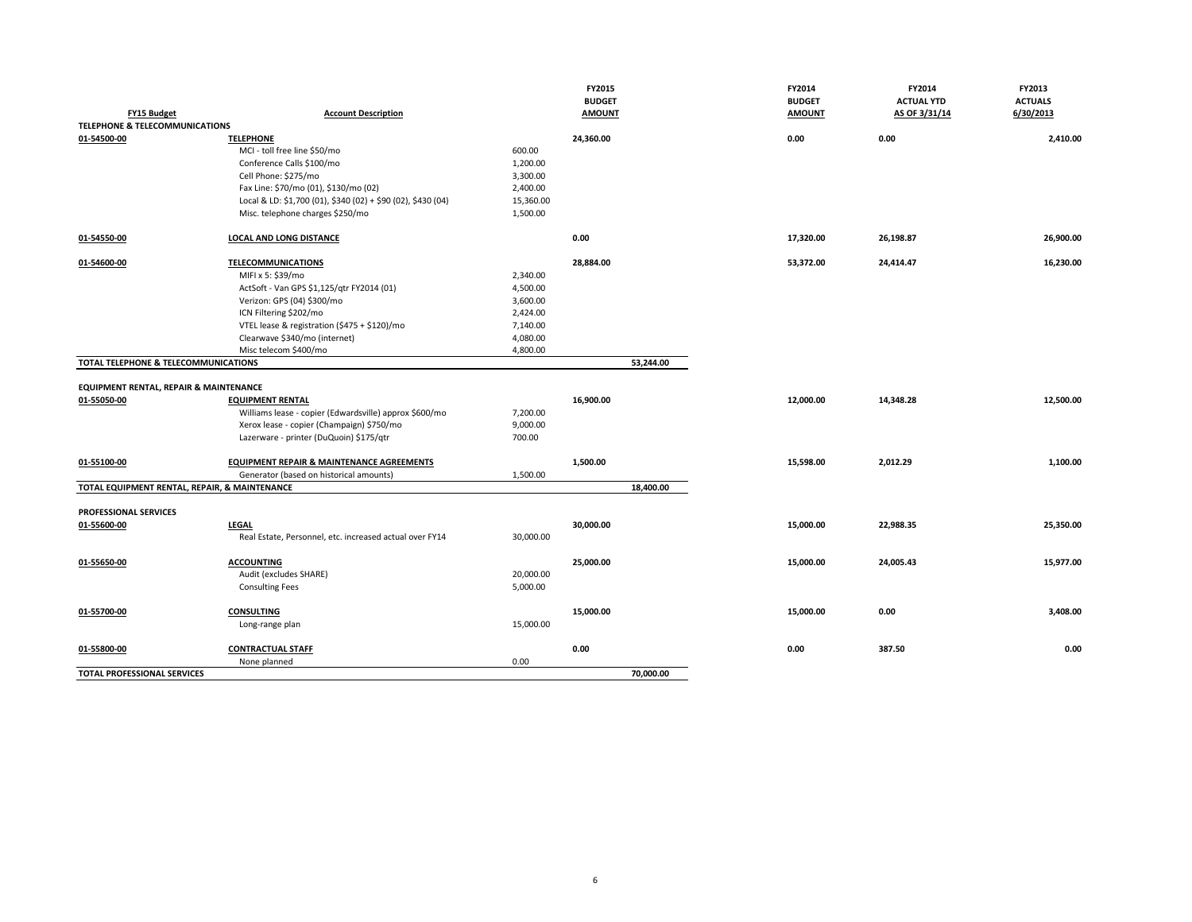| FY15 Budget | Account Description | | FY2015 BUDGET AMOUNT | | FY2014 BUDGET AMOUNT | FY2014 ACTUAL YTD AS OF 3/31/14 | FY2013 ACTUALS 6/30/2013 |
|---|---|---|---|---|---|---|---|
| **TELEPHONE & TELECOMMUNICATIONS** | | | | | | | |
| 01-54500-00 | **TELEPHONE** | | 24,360.00 | | 0.00 | 0.00 | 2,410.00 |
| | MCI - toll free line $50/mo | 600.00 | | | | | |
| | Conference Calls $100/mo | 1,200.00 | | | | | |
| | Cell Phone: $275/mo | 3,300.00 | | | | | |
| | Fax Line: $70/mo (01), $130/mo (02) | 2,400.00 | | | | | |
| | Local & LD: $1,700 (01), $340 (02) + $90 (02), $430 (04) | 15,360.00 | | | | | |
| | Misc. telephone charges $250/mo | 1,500.00 | | | | | |
| 01-54550-00 | **LOCAL AND LONG DISTANCE** | | 0.00 | | 17,320.00 | 26,198.87 | 26,900.00 |
| 01-54600-00 | **TELECOMMUNICATIONS** | | 28,884.00 | | 53,372.00 | 24,414.47 | 16,230.00 |
| | MIFI x 5: $39/mo | 2,340.00 | | | | | |
| | ActSoft - Van GPS $1,125/qtr FY2014 (01) | 4,500.00 | | | | | |
| | Verizon: GPS (04) $300/mo | 3,600.00 | | | | | |
| | ICN Filtering $202/mo | 2,424.00 | | | | | |
| | VTEL lease & registration ($475 + $120)/mo | 7,140.00 | | | | | |
| | Clearwave $340/mo (internet) | 4,080.00 | | | | | |
| | Misc telecom $400/mo | 4,800.00 | | | | | |
| **TOTAL TELEPHONE & TELECOMMUNICATIONS** | | | | 53,244.00 | | | |
| **EQUIPMENT RENTAL, REPAIR & MAINTENANCE** | | | | | | | |
| 01-55050-00 | **EQUIPMENT RENTAL** | | 16,900.00 | | 12,000.00 | 14,348.28 | 12,500.00 |
| | Williams lease - copier (Edwardsville) approx $600/mo | 7,200.00 | | | | | |
| | Xerox lease - copier (Champaign) $750/mo | 9,000.00 | | | | | |
| | Lazerware - printer (DuQuoin) $175/qtr | 700.00 | | | | | |
| 01-55100-00 | **EQUIPMENT REPAIR & MAINTENANCE AGREEMENTS** | | 1,500.00 | | 15,598.00 | 2,012.29 | 1,100.00 |
| | Generator (based on historical amounts) | 1,500.00 | | | | | |
| **TOTAL EQUIPMENT RENTAL, REPAIR, & MAINTENANCE** | | | | 18,400.00 | | | |
| **PROFESSIONAL SERVICES** | | | | | | | |
| 01-55600-00 | **LEGAL** | | 30,000.00 | | 15,000.00 | 22,988.35 | 25,350.00 |
| | Real Estate, Personnel, etc. increased actual over FY14 | 30,000.00 | | | | | |
| 01-55650-00 | **ACCOUNTING** | | 25,000.00 | | 15,000.00 | 24,005.43 | 15,977.00 |
| | Audit (excludes SHARE) | 20,000.00 | | | | | |
| | Consulting Fees | 5,000.00 | | | | | |
| 01-55700-00 | **CONSULTING** | | 15,000.00 | | 15,000.00 | 0.00 | 3,408.00 |
| | Long-range plan | 15,000.00 | | | | | |
| 01-55800-00 | **CONTRACTUAL STAFF** | | 0.00 | | 0.00 | 387.50 | 0.00 |
| | None planned | 0.00 | | | | | |
| **TOTAL PROFESSIONAL SERVICES** | | | | 70,000.00 | | | |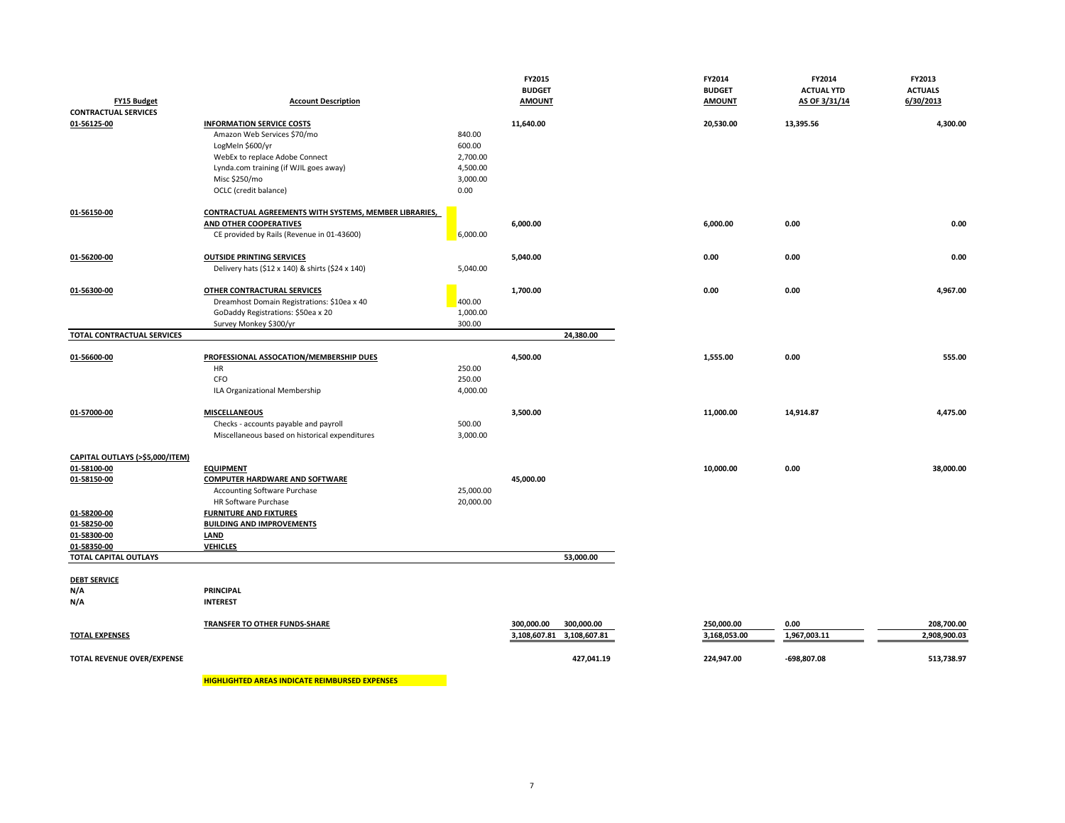| FY15 Budget | Account Description | | FY2015 BUDGET AMOUNT | | FY2014 BUDGET AMOUNT | FY2014 ACTUAL YTD AS OF 3/31/14 | FY2013 ACTUALS 6/30/2013 |
|---|---|---|---|---|---|---|---|
| **CONTRACTUAL SERVICES** | | | | | | | |
| 01-56125-00 | **INFORMATION SERVICE COSTS** | | 11,640.00 | | 20,530.00 | 13,395.56 | 4,300.00 |
| | Amazon Web Services $70/mo | 840.00 | | | | | |
| | LogMeIn $600/yr | 600.00 | | | | | |
| | WebEx to replace Adobe Connect | 2,700.00 | | | | | |
| | Lynda.com training (if WJIL goes away) | 4,500.00 | | | | | |
| | Misc $250/mo | 3,000.00 | | | | | |
| | OCLC (credit balance) | 0.00 | | | | | |
| 01-56150-00 | **CONTRACTUAL AGREEMENTS WITH SYSTEMS, MEMBER LIBRARIES, AND OTHER COOPERATIVES** | | 6,000.00 | | 6,000.00 | 0.00 | 0.00 |
| | CE provided by Rails (Revenue in 01-43600) | 6,000.00 | | | | | |
| 01-56200-00 | **OUTSIDE PRINTING SERVICES** | | 5,040.00 | | 0.00 | 0.00 | 0.00 |
| | Delivery hats ($12 x 140) & shirts ($24 x 140) | 5,040.00 | | | | | |
| 01-56300-00 | **OTHER CONTRACTURAL SERVICES** | | 1,700.00 | | 0.00 | 0.00 | 4,967.00 |
| | Dreamhost Domain Registrations: $10ea x 40 | 400.00 | | | | | |
| | GoDaddy Registrations: $50ea x 20 | 1,000.00 | | | | | |
| | Survey Monkey $300/yr | 300.00 | | | | | |
| **TOTAL CONTRACTUAL SERVICES** | | | | 24,380.00 | | | |
| 01-56600-00 | **PROFESSIONAL ASSOCATION/MEMBERSHIP DUES** | | 4,500.00 | | 1,555.00 | 0.00 | 555.00 |
| | HR | 250.00 | | | | | |
| | CFO | 250.00 | | | | | |
| | ILA Organizational Membership | 4,000.00 | | | | | |
| 01-57000-00 | **MISCELLANEOUS** | | 3,500.00 | | 11,000.00 | 14,914.87 | 4,475.00 |
| | Checks - accounts payable and payroll | 500.00 | | | | | |
| | Miscellaneous based on historical expenditures | 3,000.00 | | | | | |
| **CAPITAL OUTLAYS (>$5,000/ITEM)** | | | | | | | |
| 01-58100-00 | **EQUIPMENT** | | | | 10,000.00 | 0.00 | 38,000.00 |
| 01-58150-00 | **COMPUTER HARDWARE AND SOFTWARE** | | 45,000.00 | | | | |
| | Accounting Software Purchase | 25,000.00 | | | | | |
| | HR Software Purchase | 20,000.00 | | | | | |
| 01-58200-00 | **FURNITURE AND FIXTURES** | | | | | | |
| 01-58250-00 | **BUILDING AND IMPROVEMENTS** | | | | | | |
| 01-58300-00 | **LAND** | | | | | | |
| 01-58350-00 | **VEHICLES** | | | | | | |
| **TOTAL CAPITAL OUTLAYS** | | | | 53,000.00 | | | |
| **DEBT SERVICE** | | | | | | | |
| N/A | **PRINCIPAL** | | | | | | |
| N/A | **INTEREST** | | | | | | |
| | **TRANSFER TO OTHER FUNDS-SHARE** | | 300,000.00 | 300,000.00 | 250,000.00 | 0.00 | 208,700.00 |
| **TOTAL EXPENSES** | | | 3,108,607.81 | 3,108,607.81 | 3,168,053.00 | 1,967,003.11 | 2,908,900.03 |
| **TOTAL REVENUE OVER/EXPENSE** | | | | 427,041.19 | 224,947.00 | -698,807.08 | 513,738.97 |

**HIGHLIGHTED AREAS INDICATE REIMBURSED EXPENSES**